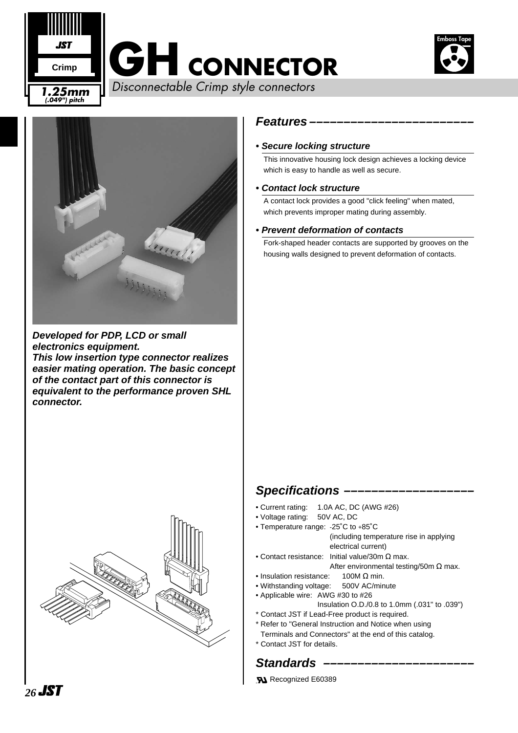JST

Crimp

**1.25mm**
**(.049") pitch**

# GH CONNECTOR

*Disconnectable Crimp style connectors*

Emboss Tape

***Developed for PDP, LCD or small electronics equipment.***
***This low insertion type connector realizes easier mating operation. The basic concept of the contact part of this connector is equivalent to the performance proven SHL connector.***

## *Features*

**• *Secure locking structure***

This innovative housing lock design achieves a locking device which is easy to handle as well as secure.

**• *Contact lock structure***

A contact lock provides a good "click feeling" when mated, which prevents improper mating during assembly.

**• *Prevent deformation of contacts***

Fork-shaped header contacts are supported by grooves on the housing walls designed to prevent deformation of contacts.

## *Specifications*

- Current rating: 1.0A AC, DC (AWG #26)
- Voltage rating: 50V AC, DC
- Temperature range: -25˚C to +85˚C (including temperature rise in applying electrical current)
- Contact resistance: Initial value/30m Ω max. After environmental testing/50m Ω max.
- Insulation resistance: 100M Ω min.
- Withstanding voltage: 500V AC/minute
- Applicable wire: AWG #30 to #26 Insulation O.D./0.8 to 1.0mm (.031" to .039")

\* Contact JST if Lead-Free product is required.
\* Refer to "General Instruction and Notice when using Terminals and Connectors" at the end of this catalog.
\* Contact JST for details.

## *Standards*

UR Recognized E60389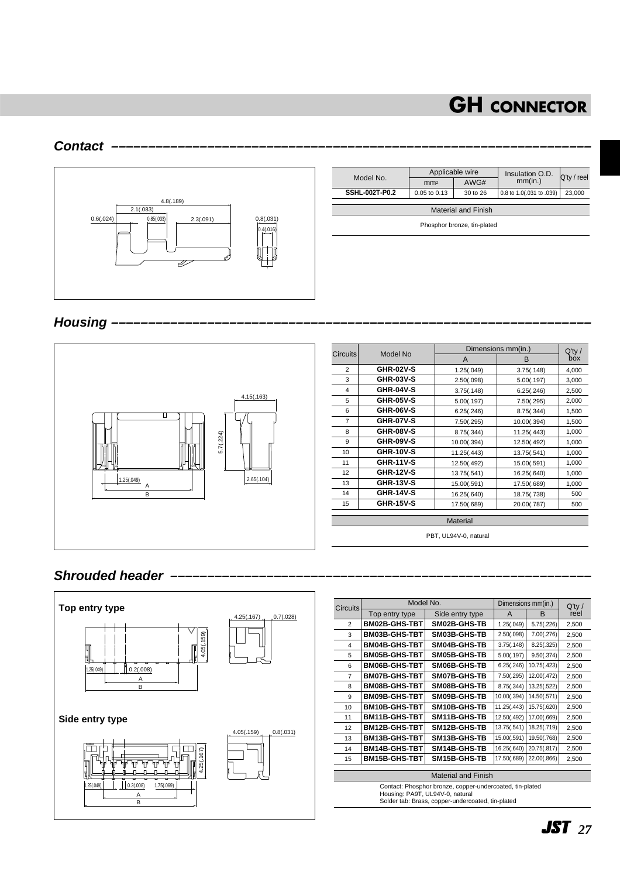# GH CONNECTOR

## Contact

4.8(.189)
2.1(.083)
0.6(.024) 0.85(.033) 2.3(.091) 0.8(.031)
0.4(.016)

| Model No. | Applicable wire | | Insulation O.D. mm(in.) | Q'ty / reel |
|---|---|---|---|---|
| | mm² | AWG# | | |
| SSHL-002T-P0.2 | 0.05 to 0.13 | 30 to 26 | 0.8 to 1.0(.031 to .039) | 23,000 |

| Material and Finish |
|---|
| Phosphor bronze, tin-plated |

## Housing

4.15(.163)
5.7(.224)
1.25(.049)
2.65(.104)
A
B

| Circuits | Model No | Dimensions mm(in.) | | Q'ty / box |
|---|---|---|---|---|
| | | A | B | |
| 2 | GHR-02V-S | 1.25(.049) | 3.75(.148) | 4,000 |
| 3 | GHR-03V-S | 2.50(.098) | 5.00(.197) | 3,000 |
| 4 | GHR-04V-S | 3.75(.148) | 6.25(.246) | 2,500 |
| 5 | GHR-05V-S | 5.00(.197) | 7.50(.295) | 2,000 |
| 6 | GHR-06V-S | 6.25(.246) | 8.75(.344) | 1,500 |
| 7 | GHR-07V-S | 7.50(.295) | 10.00(.394) | 1,500 |
| 8 | GHR-08V-S | 8.75(.344) | 11.25(.443) | 1,000 |
| 9 | GHR-09V-S | 10.00(.394) | 12.50(.492) | 1,000 |
| 10 | GHR-10V-S | 11.25(.443) | 13.75(.541) | 1,000 |
| 11 | GHR-11V-S | 12.50(.492) | 15.00(.591) | 1,000 |
| 12 | GHR-12V-S | 13.75(.541) | 16.25(.640) | 1,000 |
| 13 | GHR-13V-S | 15.00(.591) | 17.50(.689) | 1,000 |
| 14 | GHR-14V-S | 16.25(.640) | 18.75(.738) | 500 |
| 15 | GHR-15V-S | 17.50(.689) | 20.00(.787) | 500 |

| Material |
|---|
| PBT, UL94V-0, natural |

## Shrouded header

### Top entry type

4.25(.167) 0.7(.028)
4.05(.159)
1.25(.049) 0.2(.008)
A
B

### Side entry type

4.05(.159) 0.8(.031)
4.25(.167)
1.25(.049) 0.2(.008) 1.75(.069)
A
B

| Circuits | Model No. | | Dimensions mm(in.) | | Q'ty / reel |
|---|---|---|---|---|---|
| | Top entry type | Side entry type | A | B | |
| 2 | BM02B-GHS-TBT | SM02B-GHS-TB | 1.25(.049) | 5.75(.226) | 2,500 |
| 3 | BM03B-GHS-TBT | SM03B-GHS-TB | 2.50(.098) | 7.00(.276) | 2,500 |
| 4 | BM04B-GHS-TBT | SM04B-GHS-TB | 3.75(.148) | 8.25(.325) | 2,500 |
| 5 | BM05B-GHS-TBT | SM05B-GHS-TB | 5.00(.197) | 9.50(.374) | 2,500 |
| 6 | BM06B-GHS-TBT | SM06B-GHS-TB | 6.25(.246) | 10.75(.423) | 2,500 |
| 7 | BM07B-GHS-TBT | SM07B-GHS-TB | 7.50(.295) | 12.00(.472) | 2,500 |
| 8 | BM08B-GHS-TBT | SM08B-GHS-TB | 8.75(.344) | 13.25(.522) | 2,500 |
| 9 | BM09B-GHS-TBT | SM09B-GHS-TB | 10.00(.394) | 14.50(.571) | 2,500 |
| 10 | BM10B-GHS-TBT | SM10B-GHS-TB | 11.25(.443) | 15.75(.620) | 2,500 |
| 11 | BM11B-GHS-TBT | SM11B-GHS-TB | 12.50(.492) | 17.00(.669) | 2,500 |
| 12 | BM12B-GHS-TBT | SM12B-GHS-TB | 13.75(.541) | 18.25(.719) | 2,500 |
| 13 | BM13B-GHS-TBT | SM13B-GHS-TB | 15.00(.591) | 19.50(.768) | 2,500 |
| 14 | BM14B-GHS-TBT | SM14B-GHS-TB | 16.25(.640) | 20.75(.817) | 2,500 |
| 15 | BM15B-GHS-TBT | SM15B-GHS-TB | 17.50(.689) | 22.00(.866) | 2,500 |

| Material and Finish |
|---|
| Contact: Phosphor bronze, copper-undercoated, tin-plated<br>Housing: PA9T, UL94V-0, natural<br>Solder tab: Brass, copper-undercoated, tin-plated |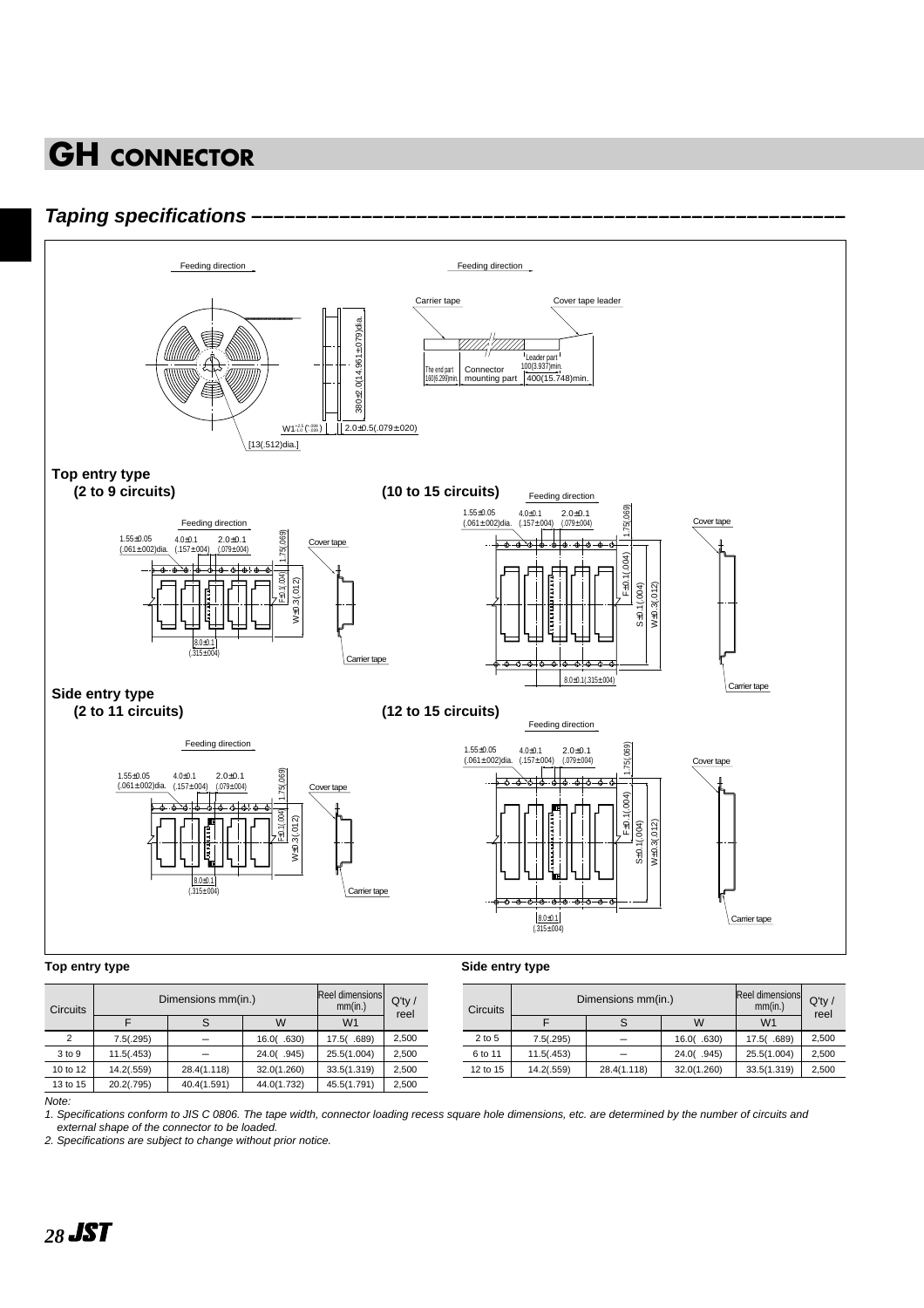# GH CONNECTOR

## Taping specifications

Feeding direction

Feeding direction

Carrier tape

Cover tape leader

The end part 160(6.299)min.

Connector mounting part

Leader part 100(3.937)min.

400(15.748)min.

380±2.0(14.961±.079)dia.

W1

2.0±0.5(.079±.020)

[13(.512)dia.]

### Top entry type

**(2 to 9 circuits)**

**(10 to 15 circuits)**

Feeding direction

1.55±0.05 (.061±.002)dia.

4.0±0.1 (.157±.004)

2.0±0.1 (.079±.004)

1.75(.069)

F±0.1(.004)

S±0.1(.004)

W±0.3(.012)

8.0±0.1 (.315±.004)

Cover tape

Carrier tape

### Side entry type

**(2 to 11 circuits)**

**(12 to 15 circuits)**

Feeding direction

1.55±0.05 (.061±.002)dia.

4.0±0.1 (.157±.004)

2.0±0.1 (.079±.004)

1.75(.069)

F±0.1(.004)

S±0.1(.004)

W±0.3(.012)

8.0±0.1 (.315±.004)

Cover tape

Carrier tape

**Top entry type**

| Circuits | Dimensions mm(in.) | | | Reel dimensions mm(in.) | Q'ty / reel |
|---|---|---|---|---|---|
| | F | S | W | W1 | |
| 2 | 7.5(.295) | – | 16.0( .630) | 17.5( .689) | 2,500 |
| 3 to 9 | 11.5(.453) | – | 24.0( .945) | 25.5(1.004) | 2,500 |
| 10 to 12 | 14.2(.559) | 28.4(1.118) | 32.0(1.260) | 33.5(1.319) | 2,500 |
| 13 to 15 | 20.2(.795) | 40.4(1.591) | 44.0(1.732) | 45.5(1.791) | 2,500 |

**Side entry type**

| Circuits | Dimensions mm(in.) | | | Reel dimensions mm(in.) | Q'ty / reel |
|---|---|---|---|---|---|
| | F | S | W | W1 | |
| 2 to 5 | 7.5(.295) | – | 16.0( .630) | 17.5( .689) | 2,500 |
| 6 to 11 | 11.5(.453) | – | 24.0( .945) | 25.5(1.004) | 2,500 |
| 12 to 15 | 14.2(.559) | 28.4(1.118) | 32.0(1.260) | 33.5(1.319) | 2,500 |

*Note:*

*1. Specifications conform to JIS C 0806. The tape width, connector loading recess square hole dimensions, etc. are determined by the number of circuits and external shape of the connector to be loaded.*

*2. Specifications are subject to change without prior notice.*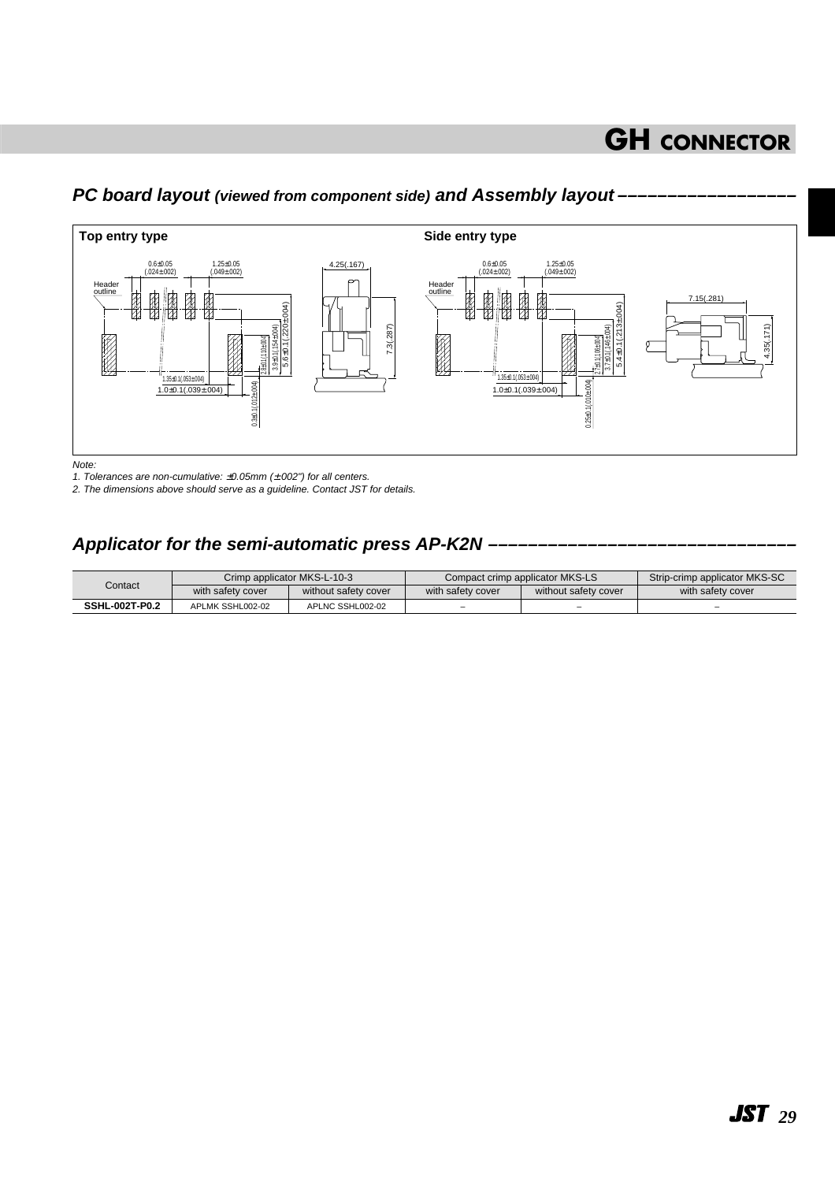# GH CONNECTOR

## PC board layout (viewed from component side) and Assembly layout

**Top entry type**

0.6±0.05 (.024±.002)
1.25±0.05 (.049±.002)
Header outline
4.25(.167)
5.6±0.1(.220±.004)
3.9±0.1(.154±.004)
2.8±0.1(.110±.004)
7.3(.287)
1.35±0.1(.053±.004)
1.0±0.1(.039±.004)
0.3±0.1(.012±.004)

**Side entry type**

0.6±0.05 (.024±.002)
1.25±0.05 (.049±.002)
Header outline
7.15(.281)
5.4±0.1(.213±.004)
3.7±0.1(.146±.004)
2.7±0.1(.106±.004)
4.35(.171)
1.35±0.1(.053±.004)
1.0±0.1(.039±.004)
0.25±0.1(.010±.004)

*Note:*
*1. Tolerances are non-cumulative: ±0.05mm (±.002") for all centers.*
*2. The dimensions above should serve as a guideline. Contact JST for details.*

## Applicator for the semi-automatic press AP-K2N

| Contact | Crimp applicator MKS-L-10-3 | | Compact crimp applicator MKS-LS | | Strip-crimp applicator MKS-SC |
|---|---|---|---|---|---|
| | with safety cover | without safety cover | with safety cover | without safety cover | with safety cover |
| **SSHL-002T-P0.2** | APLMK SSHL002-02 | APLNC SSHL002-02 | – | – | – |